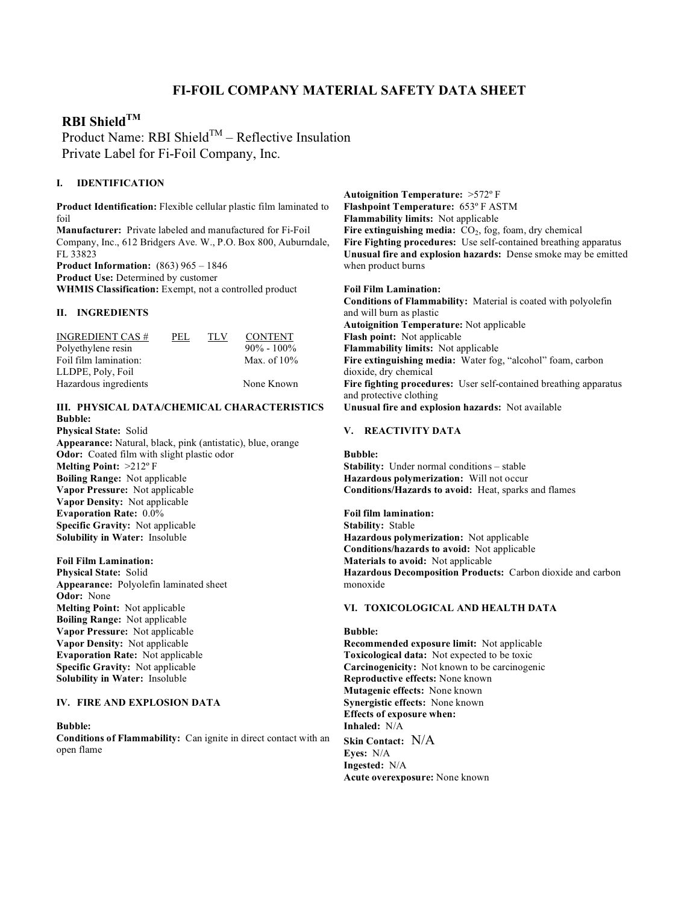# FI-FOIL COMPANY MATERIAL SAFETY DATA SHEET

## RBI Shield™

Product Name: RBI Shield™ – Reflective Insulation
Private Label for Fi-Foil Company, Inc.

### I. IDENTIFICATION

**Product Identification:** Flexible cellular plastic film laminated to foil
**Manufacturer:** Private labeled and manufactured for Fi-Foil Company, Inc., 612 Bridgers Ave. W., P.O. Box 800, Auburndale, FL 33823
**Product Information:** (863) 965 – 1846
**Product Use:** Determined by customer
**WHMIS Classification:** Exempt, not a controlled product

### II. INGREDIENTS

| INGREDIENT CAS # | PEL | TLV | CONTENT |
|---|---|---|---|
| Polyethylene resin | | | 90% - 100% |
| Foil film lamination: LLDPE, Poly, Foil | | | Max. of 10% |
| Hazardous ingredients | | | None Known |

### III. PHYSICAL DATA/CHEMICAL CHARACTERISTICS

**Bubble:**
**Physical State:** Solid
**Appearance:** Natural, black, pink (antistatic), blue, orange
**Odor:** Coated film with slight plastic odor
**Melting Point:** >212º F
**Boiling Range:** Not applicable
**Vapor Pressure:** Not applicable
**Vapor Density:** Not applicable
**Evaporation Rate:** 0.0%
**Specific Gravity:** Not applicable
**Solubility in Water:** Insoluble

**Foil Film Lamination:**
**Physical State:** Solid
**Appearance:** Polyolefin laminated sheet
**Odor:** None
**Melting Point:** Not applicable
**Boiling Range:** Not applicable
**Vapor Pressure:** Not applicable
**Vapor Density:** Not applicable
**Evaporation Rate:** Not applicable
**Specific Gravity:** Not applicable
**Solubility in Water:** Insoluble

### IV. FIRE AND EXPLOSION DATA

**Bubble:**
**Conditions of Flammability:** Can ignite in direct contact with an open flame
**Autoignition Temperature:** >572º F
**Flashpoint Temperature:** 653º F ASTM
**Flammability limits:** Not applicable
**Fire extinguishing media:** $CO_2$, fog, foam, dry chemical
**Fire Fighting procedures:** Use self-contained breathing apparatus
**Unusual fire and explosion hazards:** Dense smoke may be emitted when product burns

**Foil Film Lamination:**
**Conditions of Flammability:** Material is coated with polyolefin and will burn as plastic
**Autoignition Temperature:** Not applicable
**Flash point:** Not applicable
**Flammability limits:** Not applicable
**Fire extinguishing media:** Water fog, "alcohol" foam, carbon dioxide, dry chemical
**Fire fighting procedures:** User self-contained breathing apparatus and protective clothing
**Unusual fire and explosion hazards:** Not available

### V. REACTIVITY DATA

**Bubble:**
**Stability:** Under normal conditions – stable
**Hazardous polymerization:** Will not occur
**Conditions/Hazards to avoid:** Heat, sparks and flames

**Foil film lamination:**
**Stability:** Stable
**Hazardous polymerization:** Not applicable
**Conditions/hazards to avoid:** Not applicable
**Materials to avoid:** Not applicable
**Hazardous Decomposition Products:** Carbon dioxide and carbon monoxide

### VI. TOXICOLOGICAL AND HEALTH DATA

**Bubble:**
**Recommended exposure limit:** Not applicable
**Toxicological data:** Not expected to be toxic
**Carcinogenicity:** Not known to be carcinogenic
**Reproductive effects:** None known
**Mutagenic effects:** None known
**Synergistic effects:** None known
**Effects of exposure when:**
**Inhaled:** N/A
**Skin Contact:** N/A
**Eyes:** N/A
**Ingested:** N/A
**Acute overexposure:** None known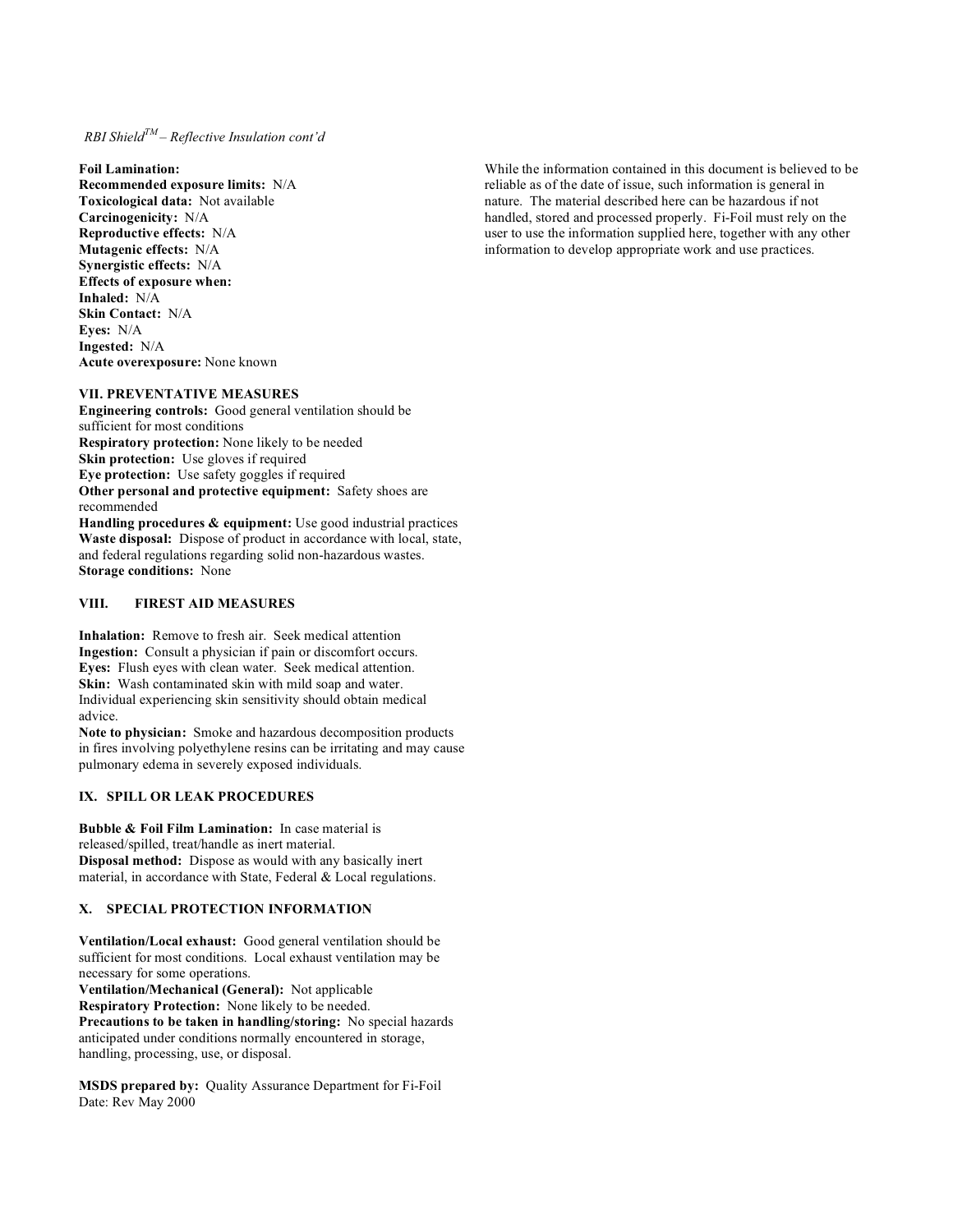*RBI Shield™ – Reflective Insulation cont'd*

**Foil Lamination:**
**Recommended exposure limits:** N/A
**Toxicological data:** Not available
**Carcinogenicity:** N/A
**Reproductive effects:** N/A
**Mutagenic effects:** N/A
**Synergistic effects:** N/A
**Effects of exposure when:**
**Inhaled:** N/A
**Skin Contact:** N/A
**Eyes:** N/A
**Ingested:** N/A
**Acute overexposure:** None known

## VII. PREVENTATIVE MEASURES

**Engineering controls:** Good general ventilation should be sufficient for most conditions
**Respiratory protection:** None likely to be needed
**Skin protection:** Use gloves if required
**Eye protection:** Use safety goggles if required
**Other personal and protective equipment:** Safety shoes are recommended
**Handling procedures & equipment:** Use good industrial practices
**Waste disposal:** Dispose of product in accordance with local, state, and federal regulations regarding solid non-hazardous wastes.
**Storage conditions:** None

## VIII. FIRST AID MEASURES

**Inhalation:** Remove to fresh air. Seek medical attention
**Ingestion:** Consult a physician if pain or discomfort occurs.
**Eyes:** Flush eyes with clean water. Seek medical attention.
**Skin:** Wash contaminated skin with mild soap and water. Individual experiencing skin sensitivity should obtain medical advice.
**Note to physician:** Smoke and hazardous decomposition products in fires involving polyethylene resins can be irritating and may cause pulmonary edema in severely exposed individuals.

## IX. SPILL OR LEAK PROCEDURES

**Bubble & Foil Film Lamination:** In case material is released/spilled, treat/handle as inert material.
**Disposal method:** Dispose as would with any basically inert material, in accordance with State, Federal & Local regulations.

## X. SPECIAL PROTECTION INFORMATION

**Ventilation/Local exhaust:** Good general ventilation should be sufficient for most conditions. Local exhaust ventilation may be necessary for some operations.
**Ventilation/Mechanical (General):** Not applicable
**Respiratory Protection:** None likely to be needed.
**Precautions to be taken in handling/storing:** No special hazards anticipated under conditions normally encountered in storage, handling, processing, use, or disposal.

**MSDS prepared by:** Quality Assurance Department for Fi-Foil
Date: Rev May 2000

While the information contained in this document is believed to be reliable as of the date of issue, such information is general in nature. The material described here can be hazardous if not handled, stored and processed properly. Fi-Foil must rely on the user to use the information supplied here, together with any other information to develop appropriate work and use practices.